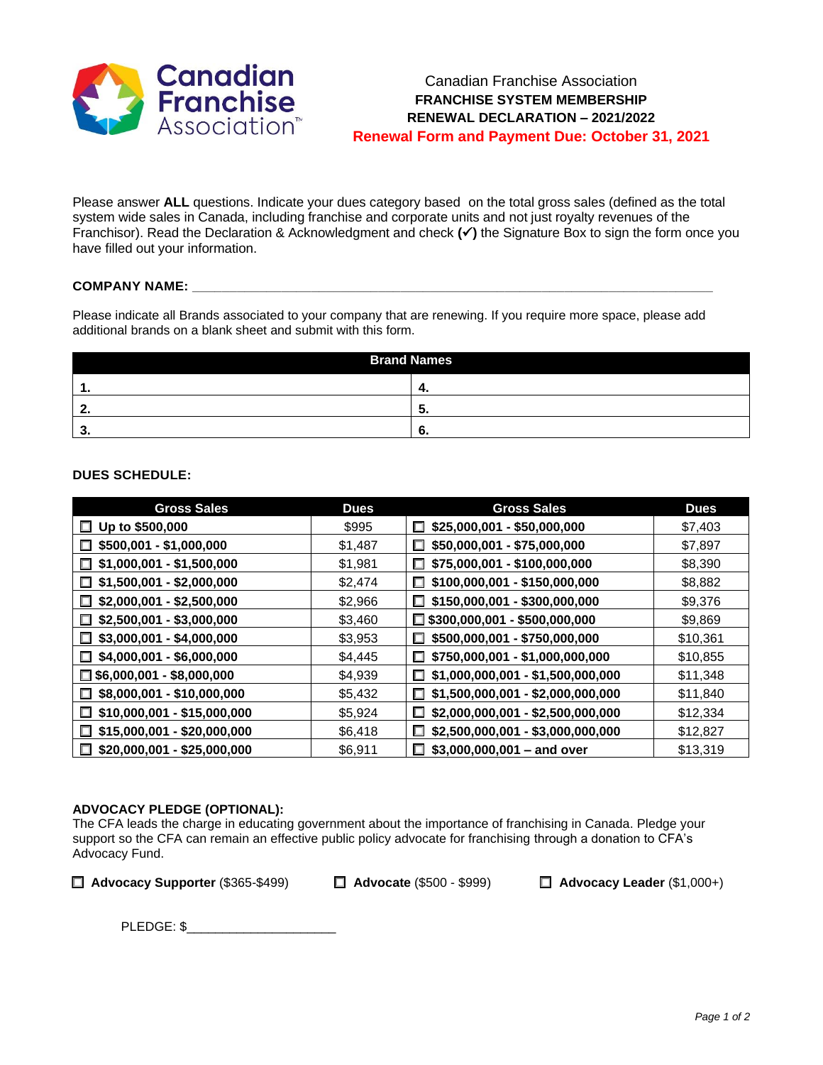Canadian Franchise Association

**FRANCHISE SYSTEM MEMBERSHIP**
**RENEWAL DECLARATION – 2021/2022**
**Renewal Form and Payment Due: October 31, 2021**

Please answer **ALL** questions. Indicate your dues category based on the total gross sales (defined as the total system wide sales in Canada, including franchise and corporate units and not just royalty revenues of the Franchisor). Read the Declaration & Acknowledgment and check **(✓)** the Signature Box to sign the form once you have filled out your information.

**COMPANY NAME:** ______________________________________________

Please indicate all Brands associated to your company that are renewing. If you require more space, please add additional brands on a blank sheet and submit with this form.

| Brand Names | |
|---|---|
| **1.** | **4.** |
| **2.** | **5.** |
| **3.** | **6.** |

**DUES SCHEDULE:**

| Gross Sales | Dues | Gross Sales | Dues |
|---|---|---|---|
| ☐ **Up to $500,000** | $995 | ☐ **$25,000,001 - $50,000,000** | $7,403 |
| ☐ **$500,001 - $1,000,000** | $1,487 | ☐ **$50,000,001 - $75,000,000** | $7,897 |
| ☐ **$1,000,001 - $1,500,000** | $1,981 | ☐ **$75,000,001 - $100,000,000** | $8,390 |
| ☐ **$1,500,001 - $2,000,000** | $2,474 | ☐ **$100,000,001 - $150,000,000** | $8,882 |
| ☐ **$2,000,001 - $2,500,000** | $2,966 | ☐ **$150,000,001 - $300,000,000** | $9,376 |
| ☐ **$2,500,001 - $3,000,000** | $3,460 | ☐ **$300,000,001 - $500,000,000** | $9,869 |
| ☐ **$3,000,001 - $4,000,000** | $3,953 | ☐ **$500,000,001 - $750,000,000** | $10,361 |
| ☐ **$4,000,001 - $6,000,000** | $4,445 | ☐ **$750,000,001 - $1,000,000,000** | $10,855 |
| ☐ **$6,000,001 - $8,000,000** | $4,939 | ☐ **$1,000,000,001 - $1,500,000,000** | $11,348 |
| ☐ **$8,000,001 - $10,000,000** | $5,432 | ☐ **$1,500,000,001 - $2,000,000,000** | $11,840 |
| ☐ **$10,000,001 - $15,000,000** | $5,924 | ☐ **$2,000,000,001 - $2,500,000,000** | $12,334 |
| ☐ **$15,000,001 - $20,000,000** | $6,418 | ☐ **$2,500,000,001 - $3,000,000,000** | $12,827 |
| ☐ **$20,000,001 - $25,000,000** | $6,911 | ☐ **$3,000,000,001 – and over** | $13,319 |

**ADVOCACY PLEDGE (OPTIONAL):**
The CFA leads the charge in educating government about the importance of franchising in Canada. Pledge your support so the CFA can remain an effective public policy advocate for franchising through a donation to CFA's Advocacy Fund.

☐ **Advocacy Supporter** ($365-$499) ☐ **Advocate** ($500 - $999) ☐ **Advocacy Leader** ($1,000+)

PLEDGE: $____________________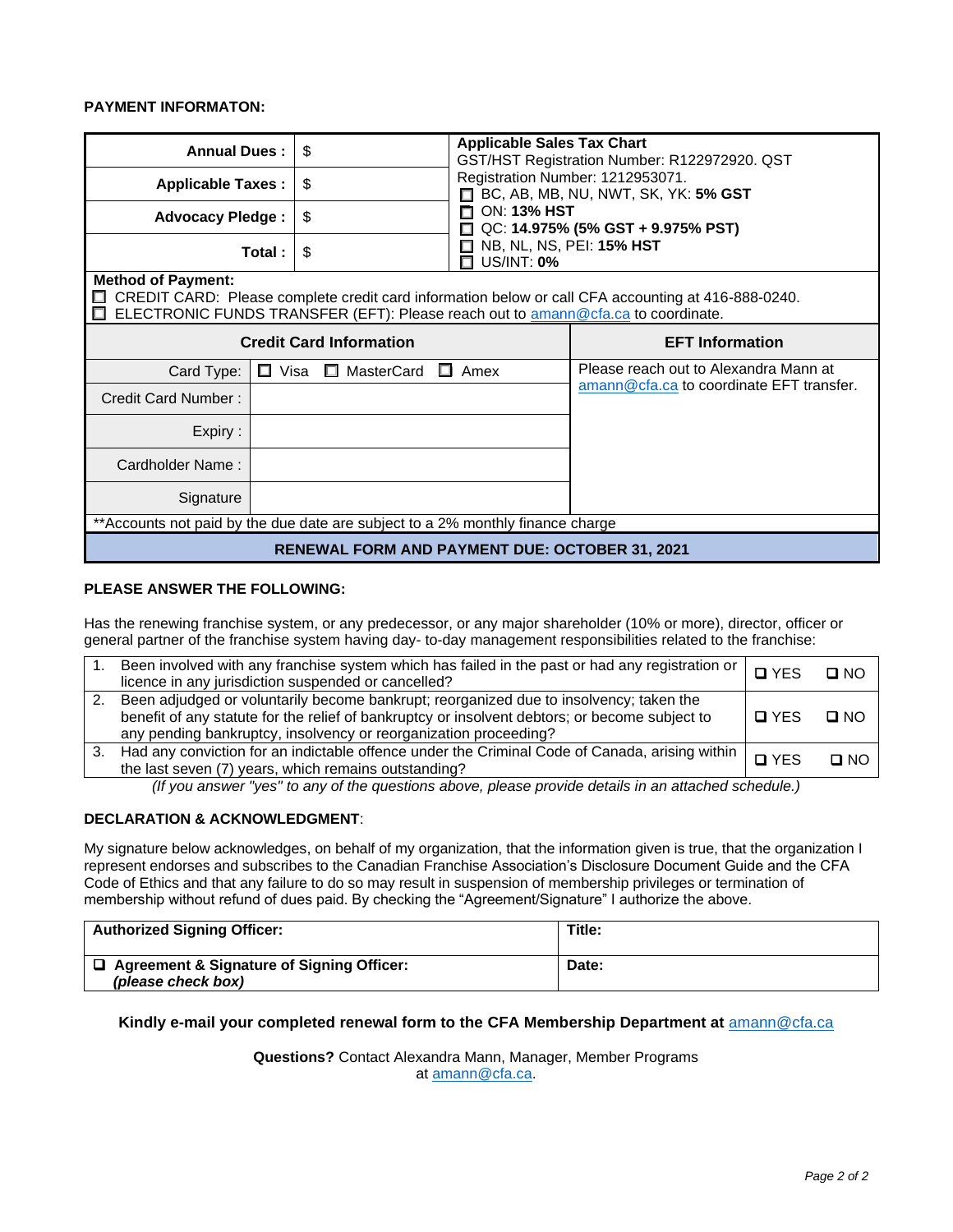**PAYMENT INFORMATON:**

| | | |
|---|---|---|
| **Annual Dues :** | $ | **Applicable Sales Tax Chart**<br>GST/HST Registration Number: R122972920. QST Registration Number: 1212953071.<br>☐ BC, AB, MB, NU, NWT, SK, YK: **5% GST**<br>☐ ON: **13% HST**<br>☐ QC: **14.975% (5% GST + 9.975% PST)**<br>☐ NB, NL, NS, PEI: **15% HST**<br>☐ US/INT: **0%** |
| **Applicable Taxes :** | $ | |
| **Advocacy Pledge :** | $ | |
| **Total :** | $ | |

**Method of Payment:**

☐ CREDIT CARD: Please complete credit card information below or call CFA accounting at 416-888-0240.
☐ ELECTRONIC FUNDS TRANSFER (EFT): Please reach out to amann@cfa.ca to coordinate.

| **Credit Card Information** | | **EFT Information** |
|---|---|---|
| Card Type: | ☐ Visa ☐ MasterCard ☐ Amex | Please reach out to Alexandra Mann at amann@cfa.ca to coordinate EFT transfer. |
| Credit Card Number : | | |
| Expiry : | | |
| Cardholder Name : | | |
| Signature | | |

**Accounts not paid by the due date are subject to a 2% monthly finance charge

**RENEWAL FORM AND PAYMENT DUE: OCTOBER 31, 2021**

**PLEASE ANSWER THE FOLLOWING:**

Has the renewing franchise system, or any predecessor, or any major shareholder (10% or more), director, officer or general partner of the franchise system having day- to-day management responsibilities related to the franchise:

| | | | |
|---|---|---|---|
| 1. | Been involved with any franchise system which has failed in the past or had any registration or licence in any jurisdiction suspended or cancelled? | ❑ YES | ❑ NO |
| 2. | Been adjudged or voluntarily become bankrupt; reorganized due to insolvency; taken the benefit of any statute for the relief of bankruptcy or insolvent debtors; or become subject to any pending bankruptcy, insolvency or reorganization proceeding? | ❑ YES | ❑ NO |
| 3. | Had any conviction for an indictable offence under the Criminal Code of Canada, arising within the last seven (7) years, which remains outstanding? | ❑ YES | ❑ NO |

*(If you answer "yes" to any of the questions above, please provide details in an attached schedule.)*

**DECLARATION & ACKNOWLEDGMENT**:

My signature below acknowledges, on behalf of my organization, that the information given is true, that the organization I represent endorses and subscribes to the Canadian Franchise Association's Disclosure Document Guide and the CFA Code of Ethics and that any failure to do so may result in suspension of membership privileges or termination of membership without refund of dues paid. By checking the "Agreement/Signature" I authorize the above.

| | |
|---|---|
| **Authorized Signing Officer:** | **Title:** |
| ❑ **Agreement & Signature of Signing Officer:** ***(please check box)*** | **Date:** |

**Kindly e-mail your completed renewal form to the CFA Membership Department at** amann@cfa.ca

**Questions?** Contact Alexandra Mann, Manager, Member Programs at amann@cfa.ca.